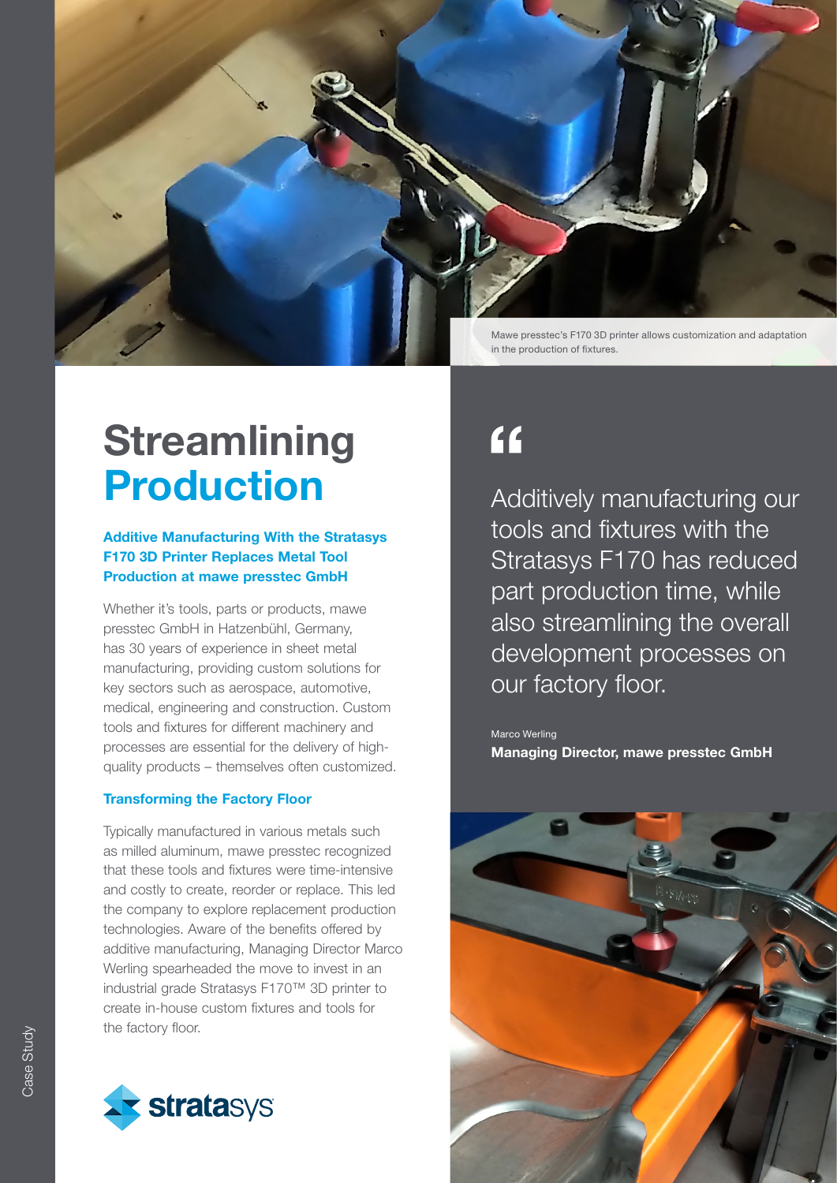Mawe presstec's F170 3D printer allows customization and adaptation in the production of fixtures.

# Streamlining Production

### Additive Manufacturing With the Stratasys F170 3D Printer Replaces Metal Tool Production at mawe presstec GmbH

Whether it's tools, parts or products, mawe presstec GmbH in Hatzenbühl, Germany, has 30 years of experience in sheet metal manufacturing, providing custom solutions for key sectors such as aerospace, automotive, medical, engineering and construction. Custom tools and fixtures for different machinery and processes are essential for the delivery of high-quality products – themselves often customized.

### Transforming the Factory Floor

Typically manufactured in various metals such as milled aluminum, mawe presstec recognized that these tools and fixtures were time-intensive and costly to create, reorder or replace. This led the company to explore replacement production technologies. Aware of the benefits offered by additive manufacturing, Managing Director Marco Werling spearheaded the move to invest in an industrial grade Stratasys F170™ 3D printer to create in-house custom fixtures and tools for the factory floor.

> "Additively manufacturing our tools and fixtures with the Stratasys F170 has reduced part production time, while also streamlining the overall development processes on our factory floor.
>
> Marco Werling
> **Managing Director, mawe presstec GmbH**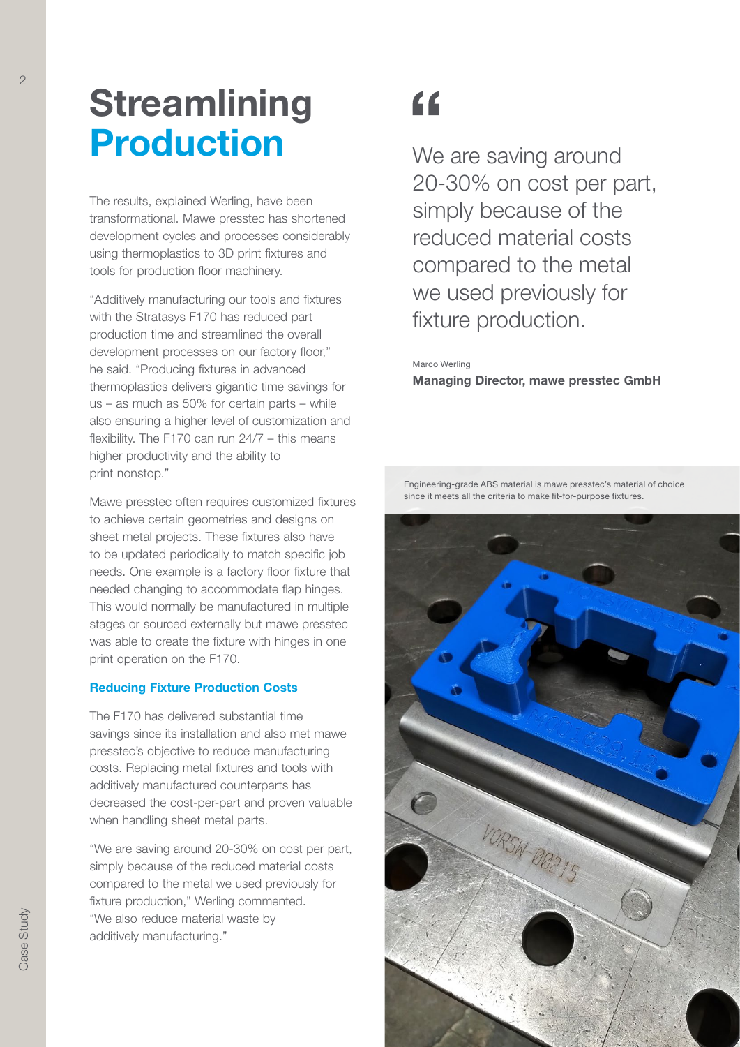# Streamlining Production

The results, explained Werling, have been transformational. Mawe presstec has shortened development cycles and processes considerably using thermoplastics to 3D print fixtures and tools for production floor machinery.

"Additively manufacturing our tools and fixtures with the Stratasys F170 has reduced part production time and streamlined the overall development processes on our factory floor," he said. "Producing fixtures in advanced thermoplastics delivers gigantic time savings for us – as much as 50% for certain parts – while also ensuring a higher level of customization and flexibility. The F170 can run 24/7 – this means higher productivity and the ability to print nonstop."

Mawe presstec often requires customized fixtures to achieve certain geometries and designs on sheet metal projects. These fixtures also have to be updated periodically to match specific job needs. One example is a factory floor fixture that needed changing to accommodate flap hinges. This would normally be manufactured in multiple stages or sourced externally but mawe presstec was able to create the fixture with hinges in one print operation on the F170.

### Reducing Fixture Production Costs

The F170 has delivered substantial time savings since its installation and also met mawe presstec's objective to reduce manufacturing costs. Replacing metal fixtures and tools with additively manufactured counterparts has decreased the cost-per-part and proven valuable when handling sheet metal parts.

"We are saving around 20-30% on cost per part, simply because of the reduced material costs compared to the metal we used previously for fixture production," Werling commented. "We also reduce material waste by additively manufacturing."

> "We are saving around 20-30% on cost per part, simply because of the reduced material costs compared to the metal we used previously for fixture production.
>
> Marco Werling
> **Managing Director, mawe presstec GmbH**

Engineering-grade ABS material is mawe presstec's material of choice since it meets all the criteria to make fit-for-purpose fixtures.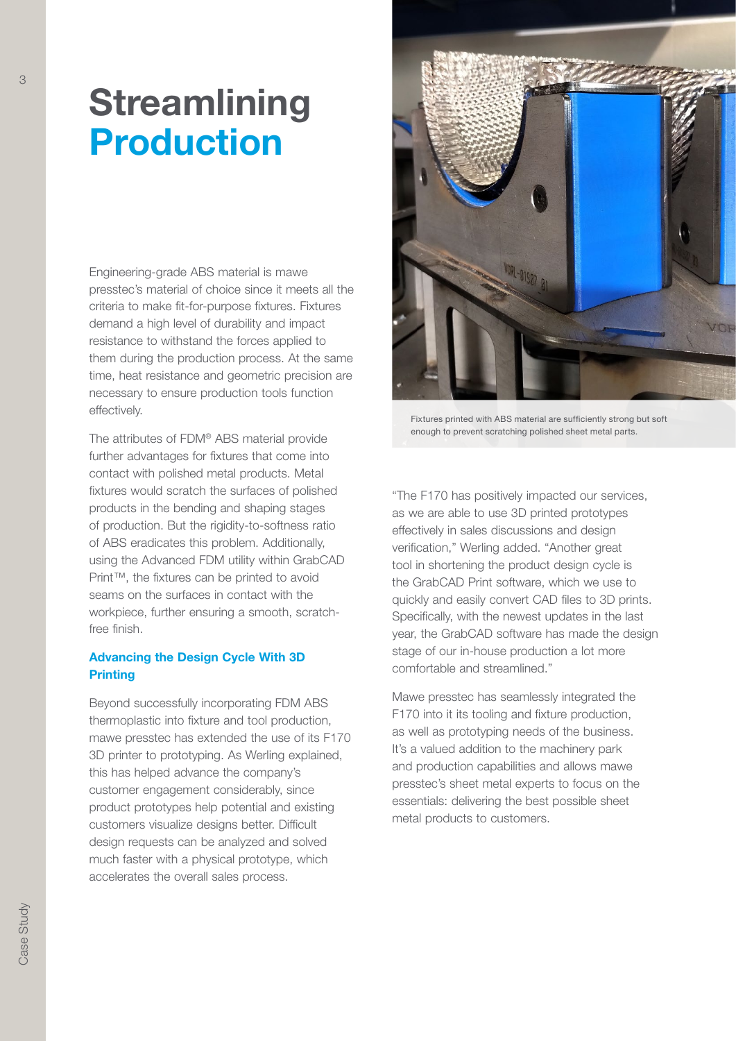# Streamlining Production

Engineering-grade ABS material is mawe presstec's material of choice since it meets all the criteria to make fit-for-purpose fixtures. Fixtures demand a high level of durability and impact resistance to withstand the forces applied to them during the production process. At the same time, heat resistance and geometric precision are necessary to ensure production tools function effectively.

The attributes of FDM® ABS material provide further advantages for fixtures that come into contact with polished metal products. Metal fixtures would scratch the surfaces of polished products in the bending and shaping stages of production. But the rigidity-to-softness ratio of ABS eradicates this problem. Additionally, using the Advanced FDM utility within GrabCAD Print™, the fixtures can be printed to avoid seams on the surfaces in contact with the workpiece, further ensuring a smooth, scratch-free finish.

### Advancing the Design Cycle With 3D Printing

Beyond successfully incorporating FDM ABS thermoplastic into fixture and tool production, mawe presstec has extended the use of its F170 3D printer to prototyping. As Werling explained, this has helped advance the company's customer engagement considerably, since product prototypes help potential and existing customers visualize designs better. Difficult design requests can be analyzed and solved much faster with a physical prototype, which accelerates the overall sales process.

Fixtures printed with ABS material are sufficiently strong but soft enough to prevent scratching polished sheet metal parts.

"The F170 has positively impacted our services, as we are able to use 3D printed prototypes effectively in sales discussions and design verification," Werling added. "Another great tool in shortening the product design cycle is the GrabCAD Print software, which we use to quickly and easily convert CAD files to 3D prints. Specifically, with the newest updates in the last year, the GrabCAD software has made the design stage of our in-house production a lot more comfortable and streamlined."

Mawe presstec has seamlessly integrated the F170 into it its tooling and fixture production, as well as prototyping needs of the business. It's a valued addition to the machinery park and production capabilities and allows mawe presstec's sheet metal experts to focus on the essentials: delivering the best possible sheet metal products to customers.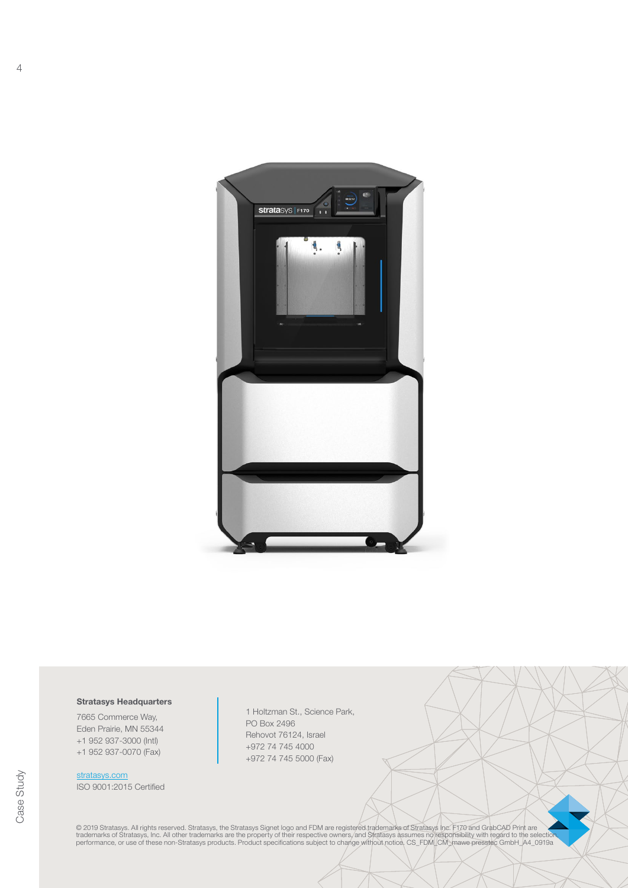**Stratasys Headquarters**

7665 Commerce Way,
Eden Prairie, MN 55344
+1 952 937-3000 (Intl)
+1 952 937-0070 (Fax)

1 Holtzman St., Science Park,
PO Box 2496
Rehovot 76124, Israel
+972 74 745 4000
+972 74 745 5000 (Fax)

stratasys.com
ISO 9001:2015 Certified

© 2019 Stratasys. All rights reserved. Stratasys, the Stratasys Signet logo and FDM are registered trademarks of Stratasys Inc. F170 and GrabCAD Print are trademarks of Stratasys, Inc. All other trademarks are the property of their respective owners, and Stratasys assumes no responsibility with regard to the selection, performance, or use of these non-Stratasys products. Product specifications subject to change without notice. CS_FDM_CM_mawe presstec GmbH_A4_0919a